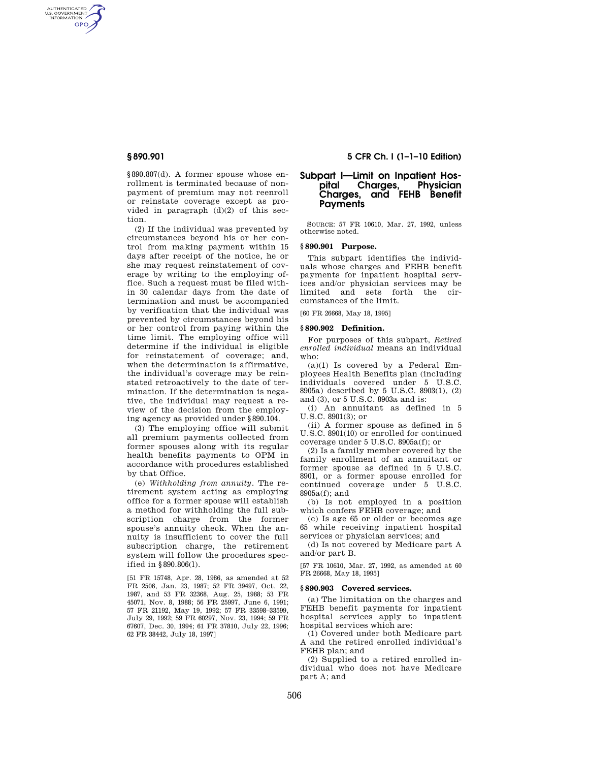§ 890.807(d). A former spouse whose enrollment is terminated because of nonpayment of premium may not reenroll or reinstate coverage except as provided in paragraph (d)(2) of this section.

(2) If the individual was prevented by circumstances beyond his or her control from making payment within 15 days after receipt of the notice, he or she may request reinstatement of coverage by writing to the employing office. Such a request must be filed within 30 calendar days from the date of termination and must be accompanied by verification that the individual was prevented by circumstances beyond his or her control from paying within the time limit. The employing office will determine if the individual is eligible for reinstatement of coverage; and, when the determination is affirmative, the individual's coverage may be reinstated retroactively to the date of termination. If the determination is negative, the individual may request a review of the decision from the employing agency as provided under § 890.104.

(3) The employing office will submit all premium payments collected from former spouses along with its regular health benefits payments to OPM in accordance with procedures established by that Office.

(e) *Withholding from annuity*. The retirement system acting as employing office for a former spouse will establish a method for withholding the full subscription charge from the former spouse's annuity check. When the annuity is insufficient to cover the full subscription charge, the retirement system will follow the procedures specified in § 890.806(l).

[51 FR 15748, Apr. 28, 1986, as amended at 52 FR 2506, Jan. 23, 1987; 52 FR 39497, Oct. 22, 1987, and 53 FR 32368, Aug. 25, 1988; 53 FR 45071, Nov. 8, 1988; 56 FR 25997, June 6, 1991; 57 FR 21192, May 19, 1992; 57 FR 33598–33599, July 29, 1992; 59 FR 60297, Nov. 23, 1994; 59 FR 67607, Dec. 30, 1994; 61 FR 37810, July 22, 1996; 62 FR 38442, July 18, 1997]

## Subpart I—Limit on Inpatient Hospital Charges, Physician Charges, and FEHB Benefit Payments

SOURCE: 57 FR 10610, Mar. 27, 1992, unless otherwise noted.

### § 890.901 Purpose.

This subpart identifies the individuals whose charges and FEHB benefit payments for inpatient hospital services and/or physician services may be limited and sets forth the circumstances of the limit.

[60 FR 26668, May 18, 1995]

### § 890.902 Definition.

For purposes of this subpart, *Retired enrolled individual* means an individual who:

(a)(1) Is covered by a Federal Employees Health Benefits plan (including individuals covered under 5 U.S.C. 8905a) described by 5 U.S.C. 8903(1), (2) and (3), or 5 U.S.C. 8903a and is:

(i) An annuitant as defined in 5 U.S.C. 8901(3); or

(ii) A former spouse as defined in 5 U.S.C. 8901(10) or enrolled for continued coverage under 5 U.S.C. 8905a(f); or

(2) Is a family member covered by the family enrollment of an annuitant or former spouse as defined in 5 U.S.C. 8901, or a former spouse enrolled for continued coverage under 5 U.S.C. 8905a(f); and

(b) Is not employed in a position which confers FEHB coverage; and

(c) Is age 65 or older or becomes age 65 while receiving inpatient hospital services or physician services; and

(d) Is not covered by Medicare part A and/or part B.

[57 FR 10610, Mar. 27, 1992, as amended at 60 FR 26668, May 18, 1995]

### § 890.903 Covered services.

(a) The limitation on the charges and FEHB benefit payments for inpatient hospital services apply to inpatient hospital services which are:

(1) Covered under both Medicare part A and the retired enrolled individual's FEHB plan; and

(2) Supplied to a retired enrolled individual who does not have Medicare part A; and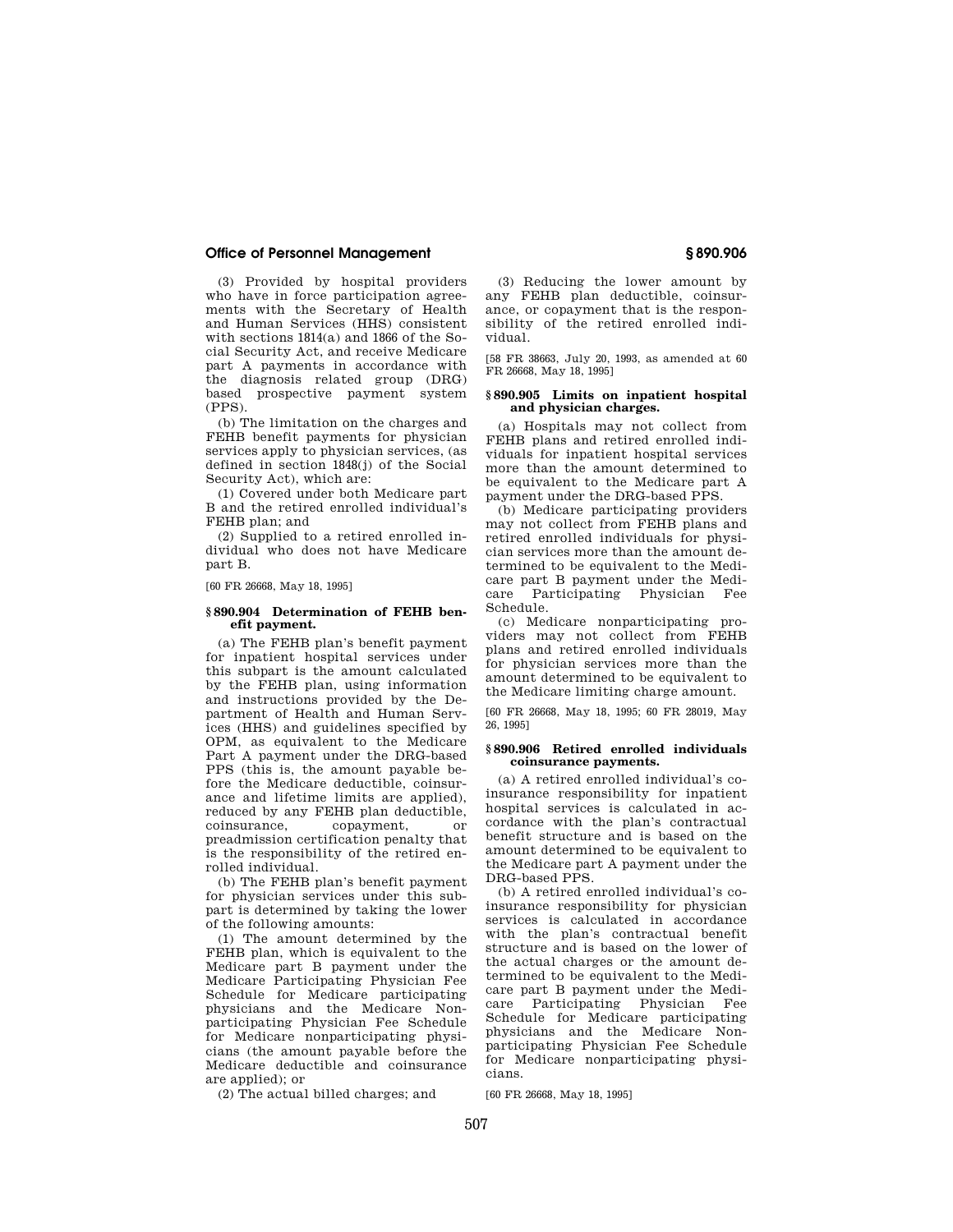(3) Provided by hospital providers who have in force participation agreements with the Secretary of Health and Human Services (HHS) consistent with sections 1814(a) and 1866 of the Social Security Act, and receive Medicare part A payments in accordance with the diagnosis related group (DRG) based prospective payment system (PPS).

(b) The limitation on the charges and FEHB benefit payments for physician services apply to physician services, (as defined in section 1848(j) of the Social Security Act), which are:

(1) Covered under both Medicare part B and the retired enrolled individual's FEHB plan; and

(2) Supplied to a retired enrolled individual who does not have Medicare part B.

[60 FR 26668, May 18, 1995]

### § 890.904 Determination of FEHB benefit payment.

(a) The FEHB plan's benefit payment for inpatient hospital services under this subpart is the amount calculated by the FEHB plan, using information and instructions provided by the Department of Health and Human Services (HHS) and guidelines specified by OPM, as equivalent to the Medicare Part A payment under the DRG-based PPS (this is, the amount payable before the Medicare deductible, coinsurance and lifetime limits are applied), reduced by any FEHB plan deductible, coinsurance, copayment, or preadmission certification penalty that is the responsibility of the retired enrolled individual.

(b) The FEHB plan's benefit payment for physician services under this subpart is determined by taking the lower of the following amounts:

(1) The amount determined by the FEHB plan, which is equivalent to the Medicare part B payment under the Medicare Participating Physician Fee Schedule for Medicare participating physicians and the Medicare Nonparticipating Physician Fee Schedule for Medicare nonparticipating physicians (the amount payable before the Medicare deductible and coinsurance are applied); or

(2) The actual billed charges; and

(3) Reducing the lower amount by any FEHB plan deductible, coinsurance, or copayment that is the responsibility of the retired enrolled individual.

[58 FR 38663, July 20, 1993, as amended at 60 FR 26668, May 18, 1995]

### § 890.905 Limits on inpatient hospital and physician charges.

(a) Hospitals may not collect from FEHB plans and retired enrolled individuals for inpatient hospital services more than the amount determined to be equivalent to the Medicare part A payment under the DRG-based PPS.

(b) Medicare participating providers may not collect from FEHB plans and retired enrolled individuals for physician services more than the amount determined to be equivalent to the Medicare part B payment under the Medicare Participating Physician Fee Schedule.

(c) Medicare nonparticipating providers may not collect from FEHB plans and retired enrolled individuals for physician services more than the amount determined to be equivalent to the Medicare limiting charge amount.

[60 FR 26668, May 18, 1995; 60 FR 28019, May 26, 1995]

### § 890.906 Retired enrolled individuals coinsurance payments.

(a) A retired enrolled individual's coinsurance responsibility for inpatient hospital services is calculated in accordance with the plan's contractual benefit structure and is based on the amount determined to be equivalent to the Medicare part A payment under the DRG-based PPS.

(b) A retired enrolled individual's coinsurance responsibility for physician services is calculated in accordance with the plan's contractual benefit structure and is based on the lower of the actual charges or the amount determined to be equivalent to the Medicare part B payment under the Medicare Participating Physician Fee Schedule for Medicare participating physicians and the Medicare Nonparticipating Physician Fee Schedule for Medicare nonparticipating physicians.

[60 FR 26668, May 18, 1995]